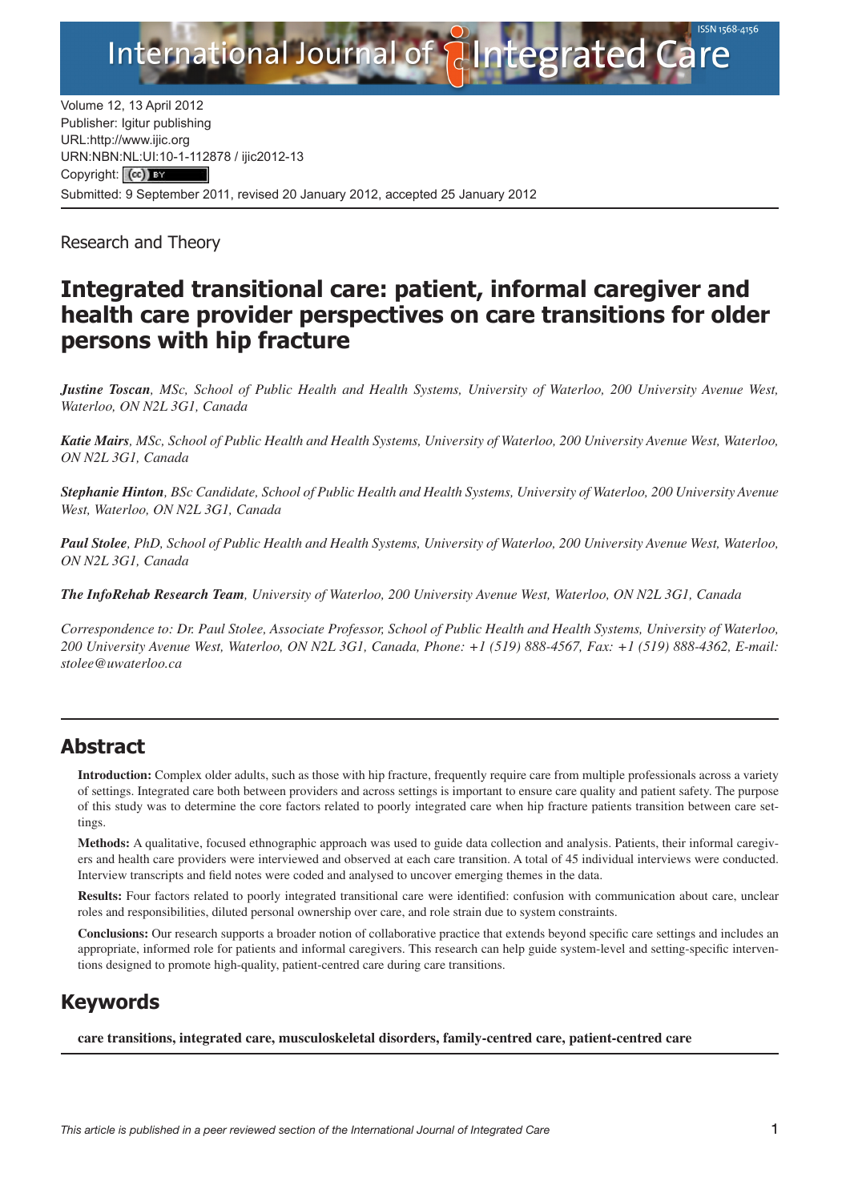Volume 12, 13 April 2012
Publisher: Igitur publishing
URL:http://www.ijic.org
URN:NBN:NL:UI:10-1-112878 / ijic2012-13
Copyright: (cc) BY
Submitted: 9 September 2011, revised 20 January 2012, accepted 25 January 2012

Research and Theory

# Integrated transitional care: patient, informal caregiver and health care provider perspectives on care transitions for older persons with hip fracture

***Justine Toscan**, MSc, School of Public Health and Health Systems, University of Waterloo, 200 University Avenue West, Waterloo, ON N2L 3G1, Canada*

***Katie Mairs**, MSc, School of Public Health and Health Systems, University of Waterloo, 200 University Avenue West, Waterloo, ON N2L 3G1, Canada*

***Stephanie Hinton**, BSc Candidate, School of Public Health and Health Systems, University of Waterloo, 200 University Avenue West, Waterloo, ON N2L 3G1, Canada*

***Paul Stolee**, PhD, School of Public Health and Health Systems, University of Waterloo, 200 University Avenue West, Waterloo, ON N2L 3G1, Canada*

***The InfoRehab Research Team**, University of Waterloo, 200 University Avenue West, Waterloo, ON N2L 3G1, Canada*

*Correspondence to: Dr. Paul Stolee, Associate Professor, School of Public Health and Health Systems, University of Waterloo, 200 University Avenue West, Waterloo, ON N2L 3G1, Canada, Phone: +1 (519) 888-4567, Fax: +1 (519) 888-4362, E-mail: stolee@uwaterloo.ca*

## Abstract

**Introduction:** Complex older adults, such as those with hip fracture, frequently require care from multiple professionals across a variety of settings. Integrated care both between providers and across settings is important to ensure care quality and patient safety. The purpose of this study was to determine the core factors related to poorly integrated care when hip fracture patients transition between care settings.

**Methods:** A qualitative, focused ethnographic approach was used to guide data collection and analysis. Patients, their informal caregivers and health care providers were interviewed and observed at each care transition. A total of 45 individual interviews were conducted. Interview transcripts and field notes were coded and analysed to uncover emerging themes in the data.

**Results:** Four factors related to poorly integrated transitional care were identified: confusion with communication about care, unclear roles and responsibilities, diluted personal ownership over care, and role strain due to system constraints.

**Conclusions:** Our research supports a broader notion of collaborative practice that extends beyond specific care settings and includes an appropriate, informed role for patients and informal caregivers. This research can help guide system-level and setting-specific interventions designed to promote high-quality, patient-centred care during care transitions.

## Keywords

**care transitions, integrated care, musculoskeletal disorders, family-centred care, patient-centred care**

*This article is published in a peer reviewed section of the International Journal of Integrated Care*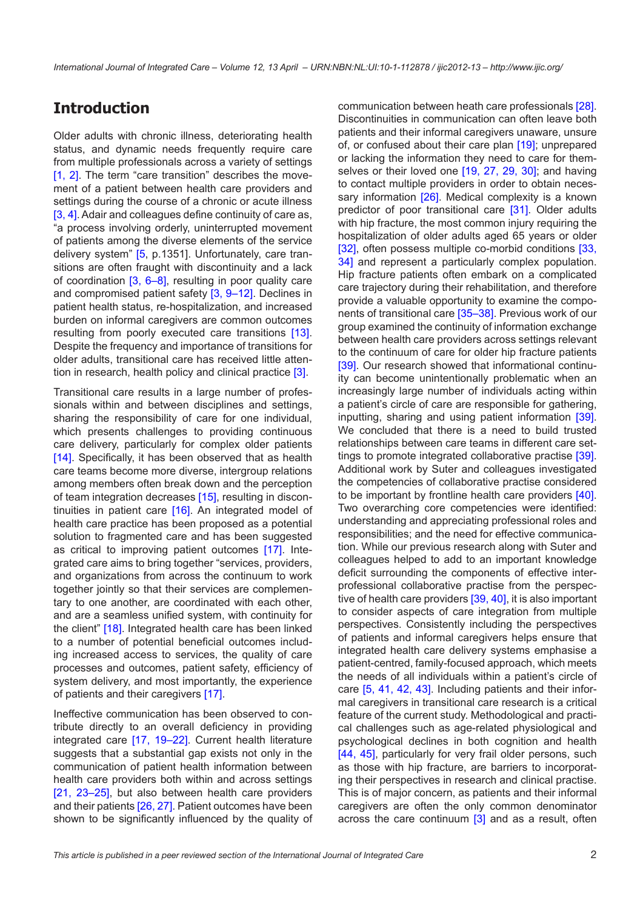## Introduction

Older adults with chronic illness, deteriorating health status, and dynamic needs frequently require care from multiple professionals across a variety of settings [1, 2]. The term "care transition" describes the movement of a patient between health care providers and settings during the course of a chronic or acute illness [3, 4]. Adair and colleagues define continuity of care as, "a process involving orderly, uninterrupted movement of patients among the diverse elements of the service delivery system" [5, p.1351]. Unfortunately, care transitions are often fraught with discontinuity and a lack of coordination [3, 6–8], resulting in poor quality care and compromised patient safety [3, 9–12]. Declines in patient health status, re-hospitalization, and increased burden on informal caregivers are common outcomes resulting from poorly executed care transitions [13]. Despite the frequency and importance of transitions for older adults, transitional care has received little attention in research, health policy and clinical practice [3].

Transitional care results in a large number of professionals within and between disciplines and settings, sharing the responsibility of care for one individual, which presents challenges to providing continuous care delivery, particularly for complex older patients [14]. Specifically, it has been observed that as health care teams become more diverse, intergroup relations among members often break down and the perception of team integration decreases [15], resulting in discontinuities in patient care [16]. An integrated model of health care practice has been proposed as a potential solution to fragmented care and has been suggested as critical to improving patient outcomes [17]. Integrated care aims to bring together "services, providers, and organizations from across the continuum to work together jointly so that their services are complementary to one another, are coordinated with each other, and are a seamless unified system, with continuity for the client" [18]. Integrated health care has been linked to a number of potential beneficial outcomes including increased access to services, the quality of care processes and outcomes, patient safety, efficiency of system delivery, and most importantly, the experience of patients and their caregivers [17].

Ineffective communication has been observed to contribute directly to an overall deficiency in providing integrated care [17, 19–22]. Current health literature suggests that a substantial gap exists not only in the communication of patient health information between health care providers both within and across settings [21, 23–25], but also between health care providers and their patients [26, 27]. Patient outcomes have been shown to be significantly influenced by the quality of communication between heath care professionals [28]. Discontinuities in communication can often leave both patients and their informal caregivers unaware, unsure of, or confused about their care plan [19]; unprepared or lacking the information they need to care for themselves or their loved one [19, 27, 29, 30]; and having to contact multiple providers in order to obtain necessary information [26]. Medical complexity is a known predictor of poor transitional care [31]. Older adults with hip fracture, the most common injury requiring the hospitalization of older adults aged 65 years or older [32], often possess multiple co-morbid conditions [33, 34] and represent a particularly complex population. Hip fracture patients often embark on a complicated care trajectory during their rehabilitation, and therefore provide a valuable opportunity to examine the components of transitional care [35–38]. Previous work of our group examined the continuity of information exchange between health care providers across settings relevant to the continuum of care for older hip fracture patients [39]. Our research showed that informational continuity can become unintentionally problematic when an increasingly large number of individuals acting within a patient's circle of care are responsible for gathering, inputting, sharing and using patient information [39]. We concluded that there is a need to build trusted relationships between care teams in different care settings to promote integrated collaborative practise [39]. Additional work by Suter and colleagues investigated the competencies of collaborative practise considered to be important by frontline health care providers [40]. Two overarching core competencies were identified: understanding and appreciating professional roles and responsibilities; and the need for effective communication. While our previous research along with Suter and colleagues helped to add to an important knowledge deficit surrounding the components of effective interprofessional collaborative practise from the perspective of health care providers [39, 40], it is also important to consider aspects of care integration from multiple perspectives. Consistently including the perspectives of patients and informal caregivers helps ensure that integrated health care delivery systems emphasise a patient-centred, family-focused approach, which meets the needs of all individuals within a patient's circle of care [5, 41, 42, 43]. Including patients and their informal caregivers in transitional care research is a critical feature of the current study. Methodological and practical challenges such as age-related physiological and psychological declines in both cognition and health [44, 45], particularly for very frail older persons, such as those with hip fracture, are barriers to incorporating their perspectives in research and clinical practise. This is of major concern, as patients and their informal caregivers are often the only common denominator across the care continuum [3] and as a result, often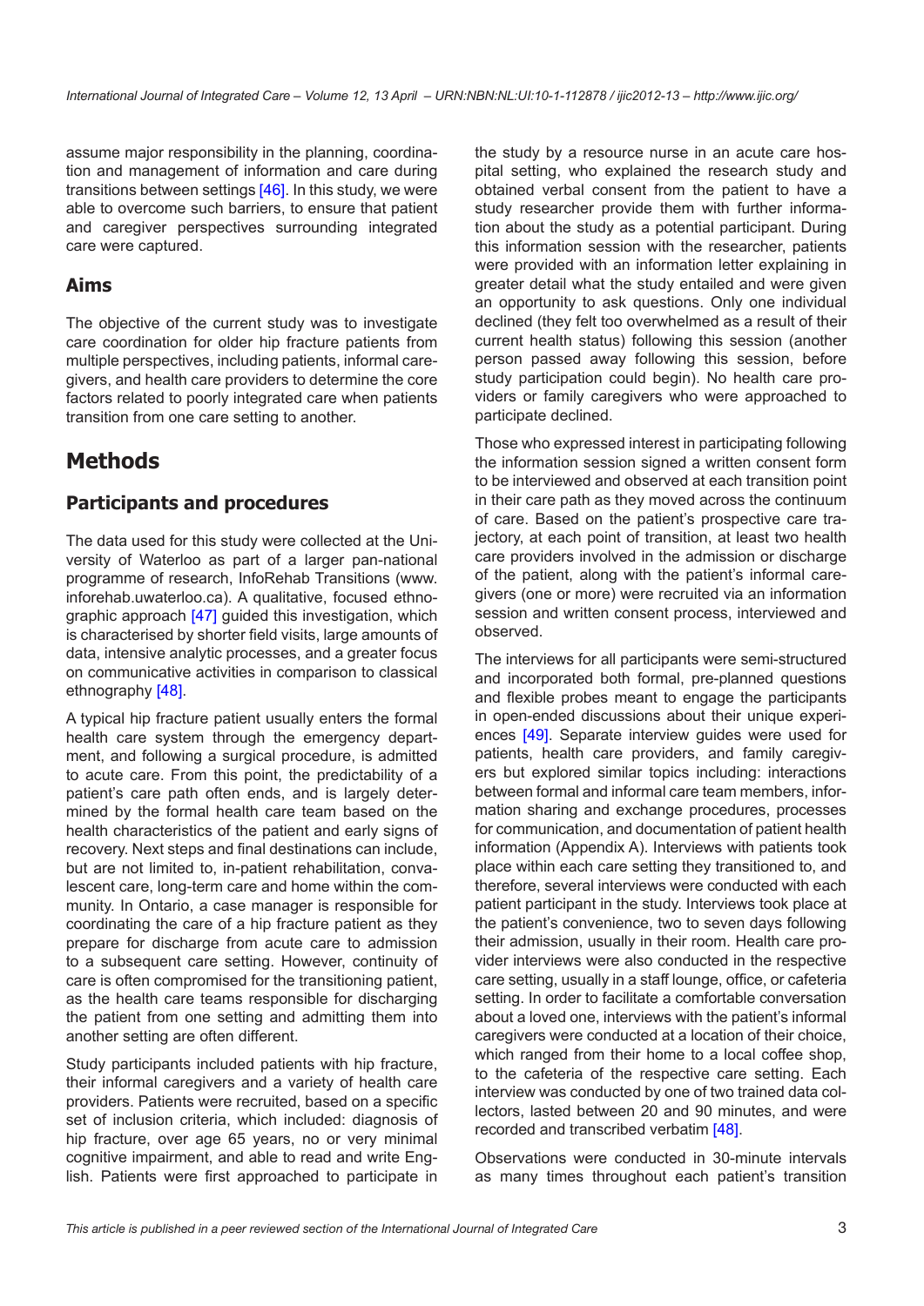assume major responsibility in the planning, coordination and management of information and care during transitions between settings [46]. In this study, we were able to overcome such barriers, to ensure that patient and caregiver perspectives surrounding integrated care were captured.

## Aims

The objective of the current study was to investigate care coordination for older hip fracture patients from multiple perspectives, including patients, informal caregivers, and health care providers to determine the core factors related to poorly integrated care when patients transition from one care setting to another.

# Methods

## Participants and procedures

The data used for this study were collected at the University of Waterloo as part of a larger pan-national programme of research, InfoRehab Transitions (www.inforehab.uwaterloo.ca). A qualitative, focused ethnographic approach [47] guided this investigation, which is characterised by shorter field visits, large amounts of data, intensive analytic processes, and a greater focus on communicative activities in comparison to classical ethnography [48].

A typical hip fracture patient usually enters the formal health care system through the emergency department, and following a surgical procedure, is admitted to acute care. From this point, the predictability of a patient's care path often ends, and is largely determined by the formal health care team based on the health characteristics of the patient and early signs of recovery. Next steps and final destinations can include, but are not limited to, in-patient rehabilitation, convalescent care, long-term care and home within the community. In Ontario, a case manager is responsible for coordinating the care of a hip fracture patient as they prepare for discharge from acute care to admission to a subsequent care setting. However, continuity of care is often compromised for the transitioning patient, as the health care teams responsible for discharging the patient from one setting and admitting them into another setting are often different.

Study participants included patients with hip fracture, their informal caregivers and a variety of health care providers. Patients were recruited, based on a specific set of inclusion criteria, which included: diagnosis of hip fracture, over age 65 years, no or very minimal cognitive impairment, and able to read and write English. Patients were first approached to participate in the study by a resource nurse in an acute care hospital setting, who explained the research study and obtained verbal consent from the patient to have a study researcher provide them with further information about the study as a potential participant. During this information session with the researcher, patients were provided with an information letter explaining in greater detail what the study entailed and were given an opportunity to ask questions. Only one individual declined (they felt too overwhelmed as a result of their current health status) following this session (another person passed away following this session, before study participation could begin). No health care providers or family caregivers who were approached to participate declined.

Those who expressed interest in participating following the information session signed a written consent form to be interviewed and observed at each transition point in their care path as they moved across the continuum of care. Based on the patient's prospective care trajectory, at each point of transition, at least two health care providers involved in the admission or discharge of the patient, along with the patient's informal caregivers (one or more) were recruited via an information session and written consent process, interviewed and observed.

The interviews for all participants were semi-structured and incorporated both formal, pre-planned questions and flexible probes meant to engage the participants in open-ended discussions about their unique experiences [49]. Separate interview guides were used for patients, health care providers, and family caregivers but explored similar topics including: interactions between formal and informal care team members, information sharing and exchange procedures, processes for communication, and documentation of patient health information (Appendix A). Interviews with patients took place within each care setting they transitioned to, and therefore, several interviews were conducted with each patient participant in the study. Interviews took place at the patient's convenience, two to seven days following their admission, usually in their room. Health care provider interviews were also conducted in the respective care setting, usually in a staff lounge, office, or cafeteria setting. In order to facilitate a comfortable conversation about a loved one, interviews with the patient's informal caregivers were conducted at a location of their choice, which ranged from their home to a local coffee shop, to the cafeteria of the respective care setting. Each interview was conducted by one of two trained data collectors, lasted between 20 and 90 minutes, and were recorded and transcribed verbatim [48].

Observations were conducted in 30-minute intervals as many times throughout each patient's transition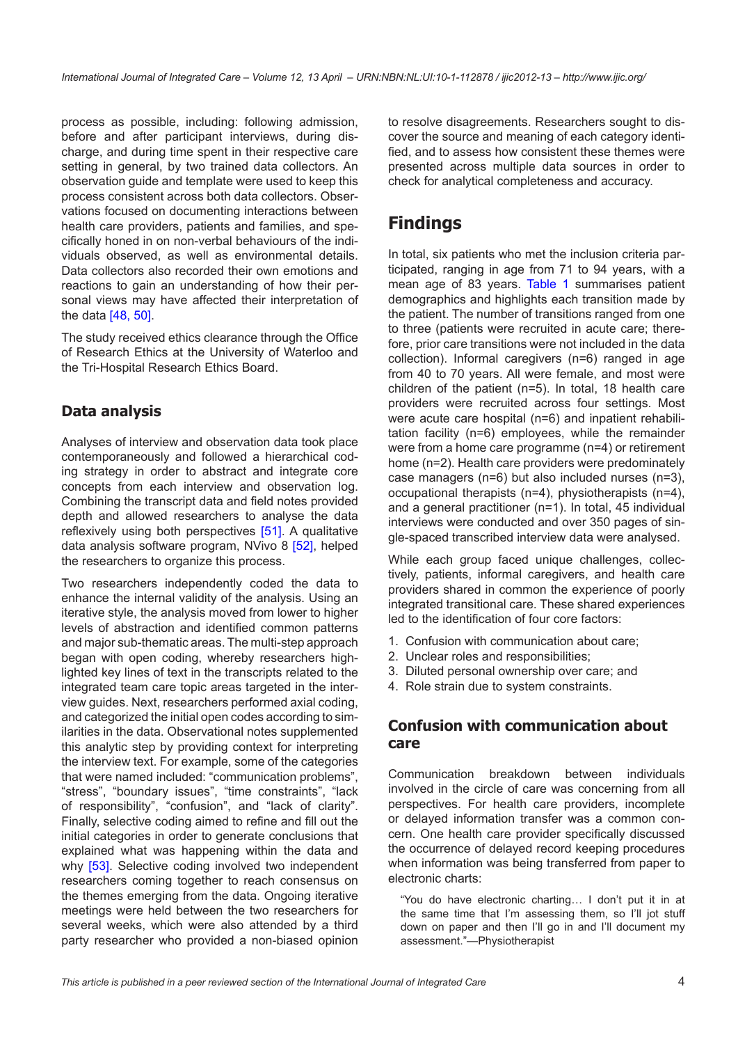process as possible, including: following admission, before and after participant interviews, during discharge, and during time spent in their respective care setting in general, by two trained data collectors. An observation guide and template were used to keep this process consistent across both data collectors. Observations focused on documenting interactions between health care providers, patients and families, and specifically honed in on non-verbal behaviours of the individuals observed, as well as environmental details. Data collectors also recorded their own emotions and reactions to gain an understanding of how their personal views may have affected their interpretation of the data [48, 50].

The study received ethics clearance through the Office of Research Ethics at the University of Waterloo and the Tri-Hospital Research Ethics Board.

### Data analysis

Analyses of interview and observation data took place contemporaneously and followed a hierarchical coding strategy in order to abstract and integrate core concepts from each interview and observation log. Combining the transcript data and field notes provided depth and allowed researchers to analyse the data reflexively using both perspectives [51]. A qualitative data analysis software program, NVivo 8 [52], helped the researchers to organize this process.

Two researchers independently coded the data to enhance the internal validity of the analysis. Using an iterative style, the analysis moved from lower to higher levels of abstraction and identified common patterns and major sub-thematic areas. The multi-step approach began with open coding, whereby researchers highlighted key lines of text in the transcripts related to the integrated team care topic areas targeted in the interview guides. Next, researchers performed axial coding, and categorized the initial open codes according to similarities in the data. Observational notes supplemented this analytic step by providing context for interpreting the interview text. For example, some of the categories that were named included: "communication problems", "stress", "boundary issues", "time constraints", "lack of responsibility", "confusion", and "lack of clarity". Finally, selective coding aimed to refine and fill out the initial categories in order to generate conclusions that explained what was happening within the data and why [53]. Selective coding involved two independent researchers coming together to reach consensus on the themes emerging from the data. Ongoing iterative meetings were held between the two researchers for several weeks, which were also attended by a third party researcher who provided a non-biased opinion to resolve disagreements. Researchers sought to discover the source and meaning of each category identified, and to assess how consistent these themes were presented across multiple data sources in order to check for analytical completeness and accuracy.

## Findings

In total, six patients who met the inclusion criteria participated, ranging in age from 71 to 94 years, with a mean age of 83 years. Table 1 summarises patient demographics and highlights each transition made by the patient. The number of transitions ranged from one to three (patients were recruited in acute care; therefore, prior care transitions were not included in the data collection). Informal caregivers (n=6) ranged in age from 40 to 70 years. All were female, and most were children of the patient (n=5). In total, 18 health care providers were recruited across four settings. Most were acute care hospital (n=6) and inpatient rehabilitation facility (n=6) employees, while the remainder were from a home care programme (n=4) or retirement home (n=2). Health care providers were predominately case managers (n=6) but also included nurses (n=3), occupational therapists (n=4), physiotherapists (n=4), and a general practitioner (n=1). In total, 45 individual interviews were conducted and over 350 pages of single-spaced transcribed interview data were analysed.

While each group faced unique challenges, collectively, patients, informal caregivers, and health care providers shared in common the experience of poorly integrated transitional care. These shared experiences led to the identification of four core factors:

1. Confusion with communication about care;
2. Unclear roles and responsibilities;
3. Diluted personal ownership over care; and
4. Role strain due to system constraints.

### Confusion with communication about care

Communication breakdown between individuals involved in the circle of care was concerning from all perspectives. For health care providers, incomplete or delayed information transfer was a common concern. One health care provider specifically discussed the occurrence of delayed record keeping procedures when information was being transferred from paper to electronic charts:

> "You do have electronic charting… I don't put it in at the same time that I'm assessing them, so I'll jot stuff down on paper and then I'll go in and I'll document my assessment."—Physiotherapist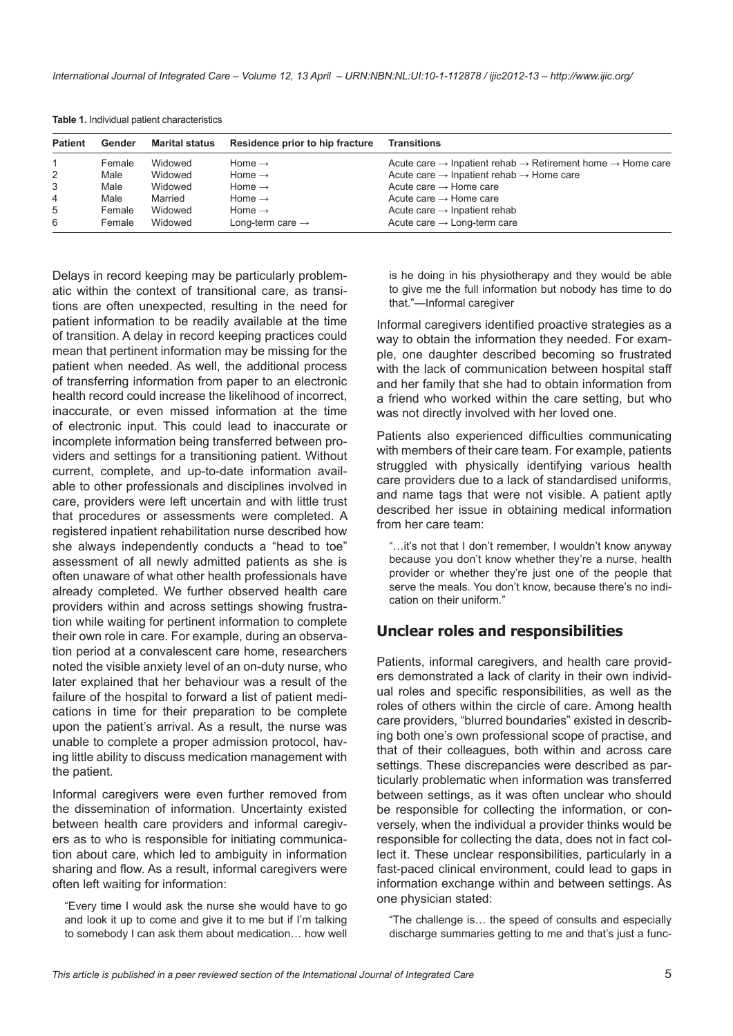**Table 1.** Individual patient characteristics

| Patient | Gender | Marital status | Residence prior to hip fracture | Transitions |
|---|---|---|---|---|
| 1 | Female | Widowed | Home → | Acute care → Inpatient rehab → Retirement home → Home care |
| 2 | Male | Widowed | Home → | Acute care → Inpatient rehab → Home care |
| 3 | Male | Widowed | Home → | Acute care → Home care |
| 4 | Male | Married | Home → | Acute care → Home care |
| 5 | Female | Widowed | Home → | Acute care → Inpatient rehab |
| 6 | Female | Widowed | Long-term care → | Acute care → Long-term care |

Delays in record keeping may be particularly problematic within the context of transitional care, as transitions are often unexpected, resulting in the need for patient information to be readily available at the time of transition. A delay in record keeping practices could mean that pertinent information may be missing for the patient when needed. As well, the additional process of transferring information from paper to an electronic health record could increase the likelihood of incorrect, inaccurate, or even missed information at the time of electronic input. This could lead to inaccurate or incomplete information being transferred between providers and settings for a transitioning patient. Without current, complete, and up-to-date information available to other professionals and disciplines involved in care, providers were left uncertain and with little trust that procedures or assessments were completed. A registered inpatient rehabilitation nurse described how she always independently conducts a "head to toe" assessment of all newly admitted patients as she is often unaware of what other health professionals have already completed. We further observed health care providers within and across settings showing frustration while waiting for pertinent information to complete their own role in care. For example, during an observation period at a convalescent care home, researchers noted the visible anxiety level of an on-duty nurse, who later explained that her behaviour was a result of the failure of the hospital to forward a list of patient medications in time for their preparation to be complete upon the patient's arrival. As a result, the nurse was unable to complete a proper admission protocol, having little ability to discuss medication management with the patient.

Informal caregivers were even further removed from the dissemination of information. Uncertainty existed between health care providers and informal caregivers as to who is responsible for initiating communication about care, which led to ambiguity in information sharing and flow. As a result, informal caregivers were often left waiting for information:

> "Every time I would ask the nurse she would have to go and look it up to come and give it to me but if I'm talking to somebody I can ask them about medication… how well is he doing in his physiotherapy and they would be able to give me the full information but nobody has time to do that."—Informal caregiver

Informal caregivers identified proactive strategies as a way to obtain the information they needed. For example, one daughter described becoming so frustrated with the lack of communication between hospital staff and her family that she had to obtain information from a friend who worked within the care setting, but who was not directly involved with her loved one.

Patients also experienced difficulties communicating with members of their care team. For example, patients struggled with physically identifying various health care providers due to a lack of standardised uniforms, and name tags that were not visible. A patient aptly described her issue in obtaining medical information from her care team:

> "…it's not that I don't remember, I wouldn't know anyway because you don't know whether they're a nurse, health provider or whether they're just one of the people that serve the meals. You don't know, because there's no indication on their uniform."

## Unclear roles and responsibilities

Patients, informal caregivers, and health care providers demonstrated a lack of clarity in their own individual roles and specific responsibilities, as well as the roles of others within the circle of care. Among health care providers, "blurred boundaries" existed in describing both one's own professional scope of practise, and that of their colleagues, both within and across care settings. These discrepancies were described as particularly problematic when information was transferred between settings, as it was often unclear who should be responsible for collecting the information, or conversely, when the individual a provider thinks would be responsible for collecting the data, does not in fact collect it. These unclear responsibilities, particularly in a fast-paced clinical environment, could lead to gaps in information exchange within and between settings. As one physician stated:

> "The challenge is… the speed of consults and especially discharge summaries getting to me and that's just a func-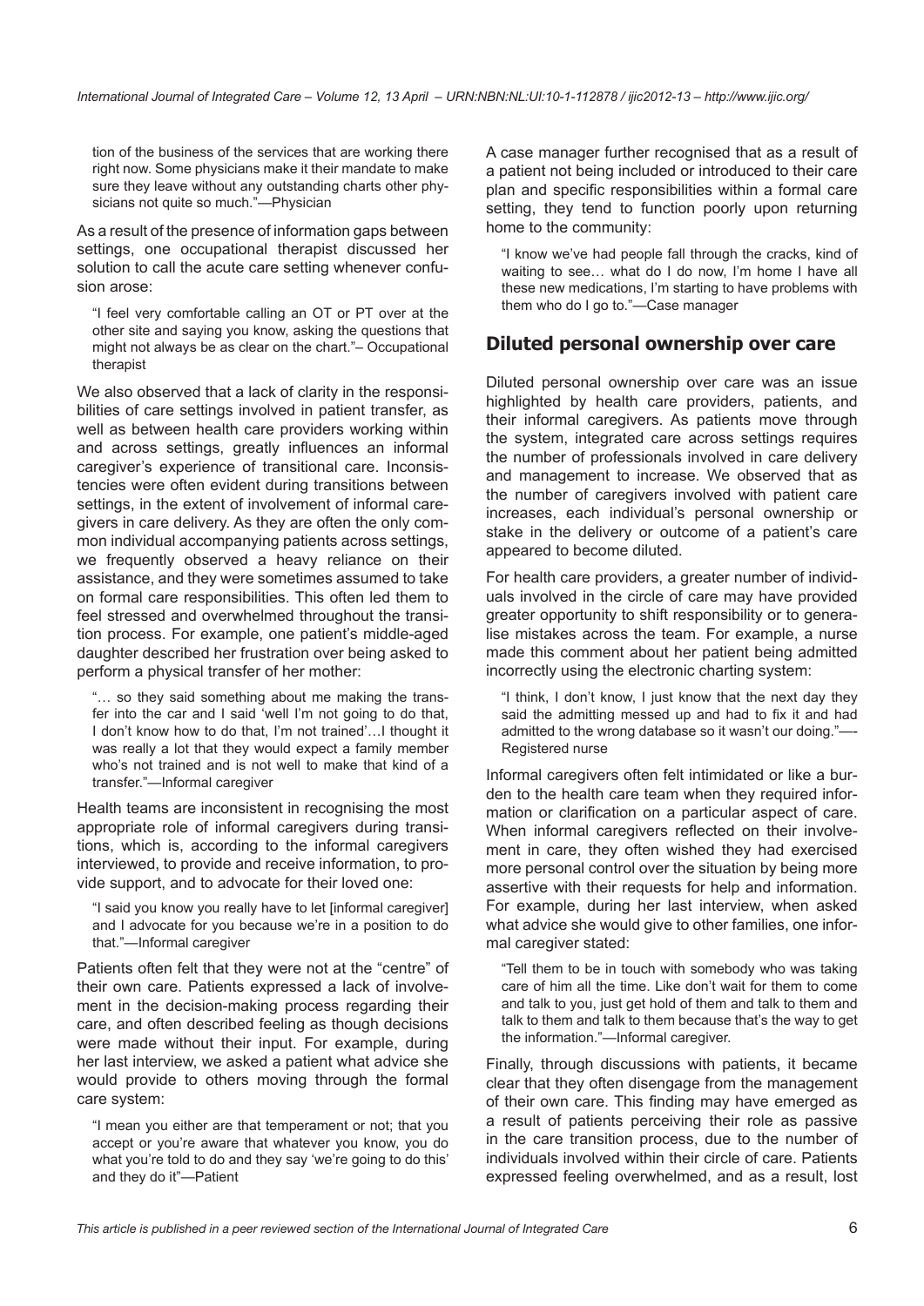tion of the business of the services that are working there right now. Some physicians make it their mandate to make sure they leave without any outstanding charts other physicians not quite so much."—Physician

As a result of the presence of information gaps between settings, one occupational therapist discussed her solution to call the acute care setting whenever confusion arose:

> "I feel very comfortable calling an OT or PT over at the other site and saying you know, asking the questions that might not always be as clear on the chart."– Occupational therapist

We also observed that a lack of clarity in the responsibilities of care settings involved in patient transfer, as well as between health care providers working within and across settings, greatly influences an informal caregiver's experience of transitional care. Inconsistencies were often evident during transitions between settings, in the extent of involvement of informal caregivers in care delivery. As they are often the only common individual accompanying patients across settings, we frequently observed a heavy reliance on their assistance, and they were sometimes assumed to take on formal care responsibilities. This often led them to feel stressed and overwhelmed throughout the transition process. For example, one patient's middle-aged daughter described her frustration over being asked to perform a physical transfer of her mother:

> "… so they said something about me making the transfer into the car and I said 'well I'm not going to do that, I don't know how to do that, I'm not trained'…I thought it was really a lot that they would expect a family member who's not trained and is not well to make that kind of a transfer."—Informal caregiver

Health teams are inconsistent in recognising the most appropriate role of informal caregivers during transitions, which is, according to the informal caregivers interviewed, to provide and receive information, to provide support, and to advocate for their loved one:

> "I said you know you really have to let [informal caregiver] and I advocate for you because we're in a position to do that."—Informal caregiver

Patients often felt that they were not at the "centre" of their own care. Patients expressed a lack of involvement in the decision-making process regarding their care, and often described feeling as though decisions were made without their input. For example, during her last interview, we asked a patient what advice she would provide to others moving through the formal care system:

> "I mean you either are that temperament or not; that you accept or you're aware that whatever you know, you do what you're told to do and they say 'we're going to do this' and they do it"—Patient

A case manager further recognised that as a result of a patient not being included or introduced to their care plan and specific responsibilities within a formal care setting, they tend to function poorly upon returning home to the community:

> "I know we've had people fall through the cracks, kind of waiting to see… what do I do now, I'm home I have all these new medications, I'm starting to have problems with them who do I go to."—Case manager

## Diluted personal ownership over care

Diluted personal ownership over care was an issue highlighted by health care providers, patients, and their informal caregivers. As patients move through the system, integrated care across settings requires the number of professionals involved in care delivery and management to increase. We observed that as the number of caregivers involved with patient care increases, each individual's personal ownership or stake in the delivery or outcome of a patient's care appeared to become diluted.

For health care providers, a greater number of individuals involved in the circle of care may have provided greater opportunity to shift responsibility or to generalise mistakes across the team. For example, a nurse made this comment about her patient being admitted incorrectly using the electronic charting system:

> "I think, I don't know, I just know that the next day they said the admitting messed up and had to fix it and had admitted to the wrong database so it wasn't our doing."—-Registered nurse

Informal caregivers often felt intimidated or like a burden to the health care team when they required information or clarification on a particular aspect of care. When informal caregivers reflected on their involvement in care, they often wished they had exercised more personal control over the situation by being more assertive with their requests for help and information. For example, during her last interview, when asked what advice she would give to other families, one informal caregiver stated:

> "Tell them to be in touch with somebody who was taking care of him all the time. Like don't wait for them to come and talk to you, just get hold of them and talk to them and talk to them and talk to them because that's the way to get the information."—Informal caregiver.

Finally, through discussions with patients, it became clear that they often disengage from the management of their own care. This finding may have emerged as a result of patients perceiving their role as passive in the care transition process, due to the number of individuals involved within their circle of care. Patients expressed feeling overwhelmed, and as a result, lost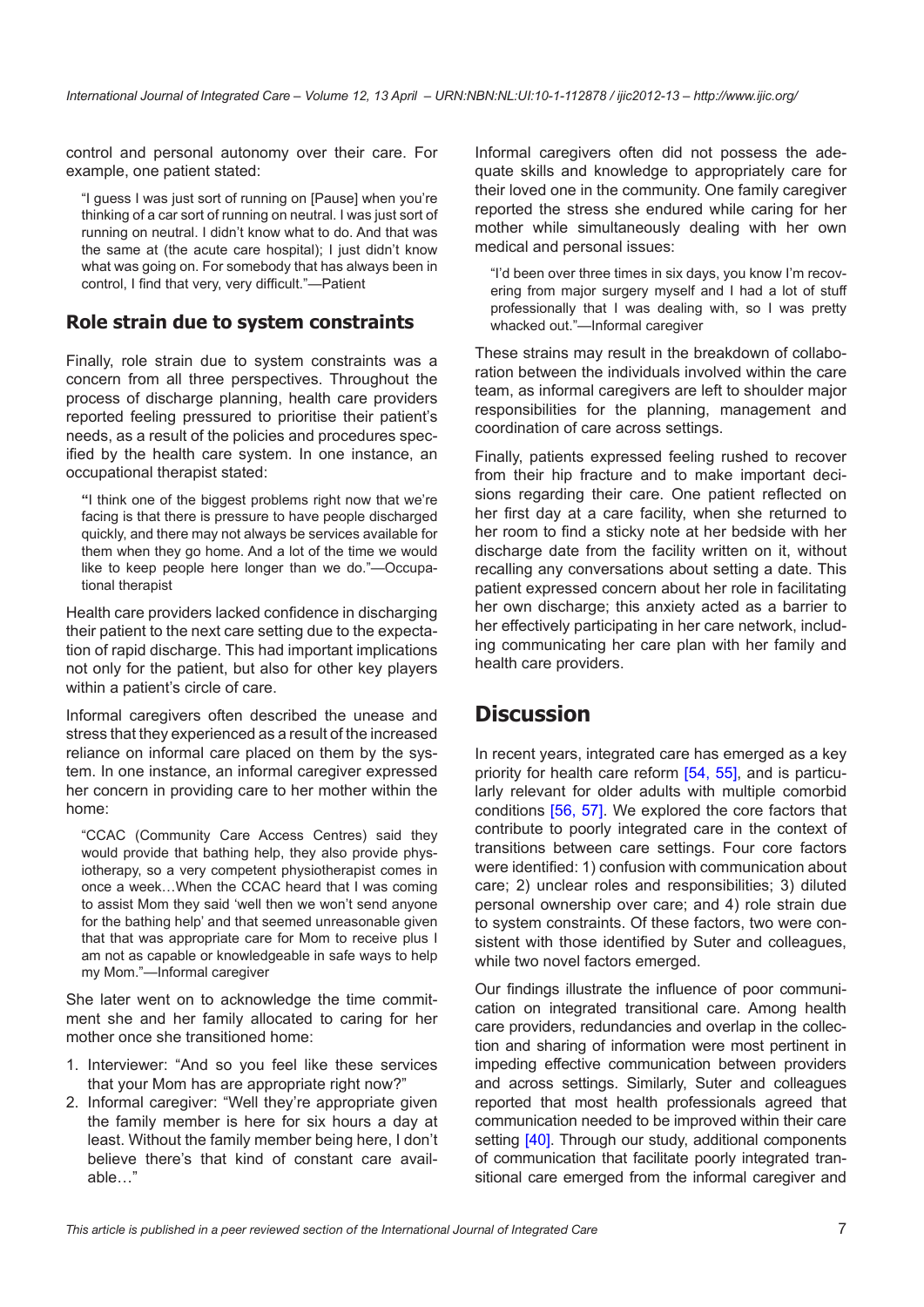control and personal autonomy over their care. For example, one patient stated:

> "I guess I was just sort of running on [Pause] when you're thinking of a car sort of running on neutral. I was just sort of running on neutral. I didn't know what to do. And that was the same at (the acute care hospital); I just didn't know what was going on. For somebody that has always been in control, I find that very, very difficult."—Patient

### Role strain due to system constraints

Finally, role strain due to system constraints was a concern from all three perspectives. Throughout the process of discharge planning, health care providers reported feeling pressured to prioritise their patient's needs, as a result of the policies and procedures specified by the health care system. In one instance, an occupational therapist stated:

> "I think one of the biggest problems right now that we're facing is that there is pressure to have people discharged quickly, and there may not always be services available for them when they go home. And a lot of the time we would like to keep people here longer than we do."—Occupational therapist

Health care providers lacked confidence in discharging their patient to the next care setting due to the expectation of rapid discharge. This had important implications not only for the patient, but also for other key players within a patient's circle of care.

Informal caregivers often described the unease and stress that they experienced as a result of the increased reliance on informal care placed on them by the system. In one instance, an informal caregiver expressed her concern in providing care to her mother within the home:

> "CCAC (Community Care Access Centres) said they would provide that bathing help, they also provide physiotherapy, so a very competent physiotherapist comes in once a week…When the CCAC heard that I was coming to assist Mom they said 'well then we won't send anyone for the bathing help' and that seemed unreasonable given that that was appropriate care for Mom to receive plus I am not as capable or knowledgeable in safe ways to help my Mom."—Informal caregiver

She later went on to acknowledge the time commitment she and her family allocated to caring for her mother once she transitioned home:

1. Interviewer: "And so you feel like these services that your Mom has are appropriate right now?"
2. Informal caregiver: "Well they're appropriate given the family member is here for six hours a day at least. Without the family member being here, I don't believe there's that kind of constant care available…"

Informal caregivers often did not possess the adequate skills and knowledge to appropriately care for their loved one in the community. One family caregiver reported the stress she endured while caring for her mother while simultaneously dealing with her own medical and personal issues:

> "I'd been over three times in six days, you know I'm recovering from major surgery myself and I had a lot of stuff professionally that I was dealing with, so I was pretty whacked out."—Informal caregiver

These strains may result in the breakdown of collaboration between the individuals involved within the care team, as informal caregivers are left to shoulder major responsibilities for the planning, management and coordination of care across settings.

Finally, patients expressed feeling rushed to recover from their hip fracture and to make important decisions regarding their care. One patient reflected on her first day at a care facility, when she returned to her room to find a sticky note at her bedside with her discharge date from the facility written on it, without recalling any conversations about setting a date. This patient expressed concern about her role in facilitating her own discharge; this anxiety acted as a barrier to her effectively participating in her care network, including communicating her care plan with her family and health care providers.

## Discussion

In recent years, integrated care has emerged as a key priority for health care reform [54, 55], and is particularly relevant for older adults with multiple comorbid conditions [56, 57]. We explored the core factors that contribute to poorly integrated care in the context of transitions between care settings. Four core factors were identified: 1) confusion with communication about care; 2) unclear roles and responsibilities; 3) diluted personal ownership over care; and 4) role strain due to system constraints. Of these factors, two were consistent with those identified by Suter and colleagues, while two novel factors emerged.

Our findings illustrate the influence of poor communication on integrated transitional care. Among health care providers, redundancies and overlap in the collection and sharing of information were most pertinent in impeding effective communication between providers and across settings. Similarly, Suter and colleagues reported that most health professionals agreed that communication needed to be improved within their care setting [40]. Through our study, additional components of communication that facilitate poorly integrated transitional care emerged from the informal caregiver and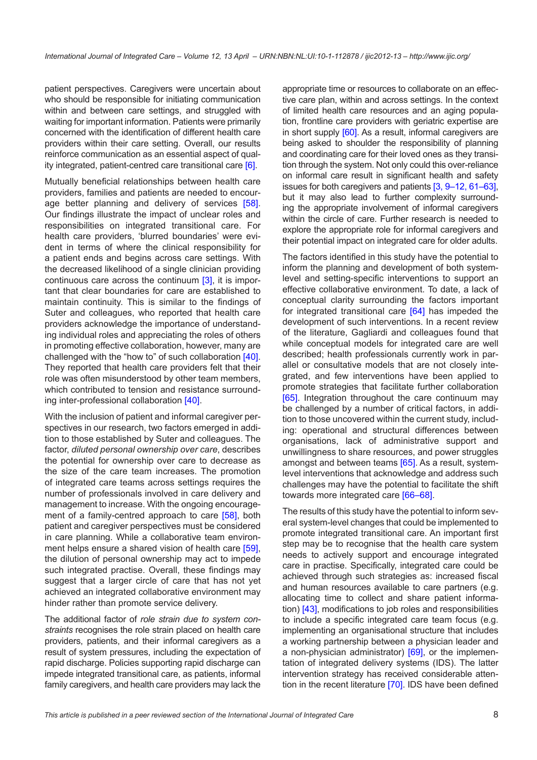patient perspectives. Caregivers were uncertain about who should be responsible for initiating communication within and between care settings, and struggled with waiting for important information. Patients were primarily concerned with the identification of different health care providers within their care setting. Overall, our results reinforce communication as an essential aspect of quality integrated, patient-centred care transitional care [6].

Mutually beneficial relationships between health care providers, families and patients are needed to encourage better planning and delivery of services [58]. Our findings illustrate the impact of unclear roles and responsibilities on integrated transitional care. For health care providers, 'blurred boundaries' were evident in terms of where the clinical responsibility for a patient ends and begins across care settings. With the decreased likelihood of a single clinician providing continuous care across the continuum [3], it is important that clear boundaries for care are established to maintain continuity. This is similar to the findings of Suter and colleagues, who reported that health care providers acknowledge the importance of understanding individual roles and appreciating the roles of others in promoting effective collaboration, however, many are challenged with the "how to" of such collaboration [40]. They reported that health care providers felt that their role was often misunderstood by other team members, which contributed to tension and resistance surrounding inter-professional collaboration [40].

With the inclusion of patient and informal caregiver perspectives in our research, two factors emerged in addition to those established by Suter and colleagues. The factor, *diluted personal ownership over care*, describes the potential for ownership over care to decrease as the size of the care team increases. The promotion of integrated care teams across settings requires the number of professionals involved in care delivery and management to increase. With the ongoing encouragement of a family-centred approach to care [58], both patient and caregiver perspectives must be considered in care planning. While a collaborative team environment helps ensure a shared vision of health care [59], the dilution of personal ownership may act to impede such integrated practise. Overall, these findings may suggest that a larger circle of care that has not yet achieved an integrated collaborative environment may hinder rather than promote service delivery.

The additional factor of *role strain due to system constraints* recognises the role strain placed on health care providers, patients, and their informal caregivers as a result of system pressures, including the expectation of rapid discharge. Policies supporting rapid discharge can impede integrated transitional care, as patients, informal family caregivers, and health care providers may lack the appropriate time or resources to collaborate on an effective care plan, within and across settings. In the context of limited health care resources and an aging population, frontline care providers with geriatric expertise are in short supply [60]. As a result, informal caregivers are being asked to shoulder the responsibility of planning and coordinating care for their loved ones as they transition through the system. Not only could this over-reliance on informal care result in significant health and safety issues for both caregivers and patients [3, 9–12, 61–63], but it may also lead to further complexity surrounding the appropriate involvement of informal caregivers within the circle of care. Further research is needed to explore the appropriate role for informal caregivers and their potential impact on integrated care for older adults.

The factors identified in this study have the potential to inform the planning and development of both system-level and setting-specific interventions to support an effective collaborative environment. To date, a lack of conceptual clarity surrounding the factors important for integrated transitional care [64] has impeded the development of such interventions. In a recent review of the literature, Gagliardi and colleagues found that while conceptual models for integrated care are well described; health professionals currently work in parallel or consultative models that are not closely integrated, and few interventions have been applied to promote strategies that facilitate further collaboration [65]. Integration throughout the care continuum may be challenged by a number of critical factors, in addition to those uncovered within the current study, including: operational and structural differences between organisations, lack of administrative support and unwillingness to share resources, and power struggles amongst and between teams [65]. As a result, system-level interventions that acknowledge and address such challenges may have the potential to facilitate the shift towards more integrated care [66–68].

The results of this study have the potential to inform several system-level changes that could be implemented to promote integrated transitional care. An important first step may be to recognise that the health care system needs to actively support and encourage integrated care in practise. Specifically, integrated care could be achieved through such strategies as: increased fiscal and human resources available to care partners (e.g. allocating time to collect and share patient information) [43], modifications to job roles and responsibilities to include a specific integrated care team focus (e.g. implementing an organisational structure that includes a working partnership between a physician leader and a non-physician administrator) [69], or the implementation of integrated delivery systems (IDS). The latter intervention strategy has received considerable attention in the recent literature [70]. IDS have been defined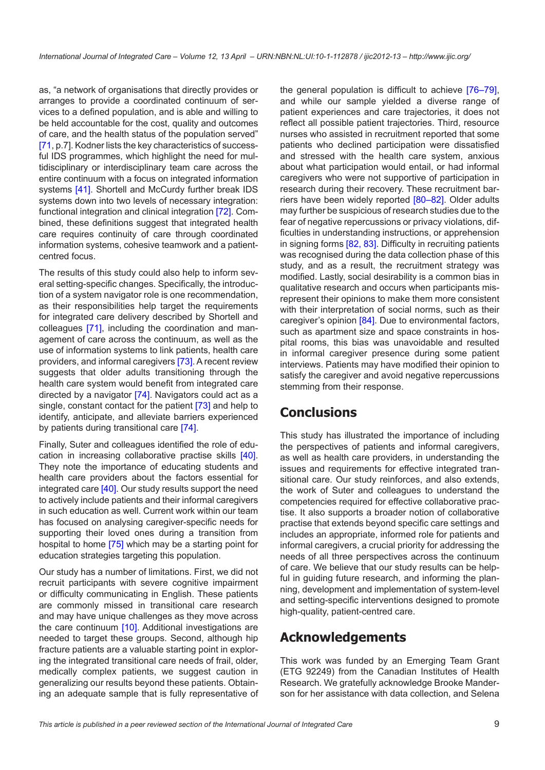as, "a network of organisations that directly provides or arranges to provide a coordinated continuum of services to a defined population, and is able and willing to be held accountable for the cost, quality and outcomes of care, and the health status of the population served" [71, p.7]. Kodner lists the key characteristics of successful IDS programmes, which highlight the need for multidisciplinary or interdisciplinary team care across the entire continuum with a focus on integrated information systems [41]. Shortell and McCurdy further break IDS systems down into two levels of necessary integration: functional integration and clinical integration [72]. Combined, these definitions suggest that integrated health care requires continuity of care through coordinated information systems, cohesive teamwork and a patient-centred focus.

The results of this study could also help to inform several setting-specific changes. Specifically, the introduction of a system navigator role is one recommendation, as their responsibilities help target the requirements for integrated care delivery described by Shortell and colleagues [71], including the coordination and management of care across the continuum, as well as the use of information systems to link patients, health care providers, and informal caregivers [73]. A recent review suggests that older adults transitioning through the health care system would benefit from integrated care directed by a navigator [74]. Navigators could act as a single, constant contact for the patient [73] and help to identify, anticipate, and alleviate barriers experienced by patients during transitional care [74].

Finally, Suter and colleagues identified the role of education in increasing collaborative practise skills [40]. They note the importance of educating students and health care providers about the factors essential for integrated care [40]. Our study results support the need to actively include patients and their informal caregivers in such education as well. Current work within our team has focused on analysing caregiver-specific needs for supporting their loved ones during a transition from hospital to home [75] which may be a starting point for education strategies targeting this population.

Our study has a number of limitations. First, we did not recruit participants with severe cognitive impairment or difficulty communicating in English. These patients are commonly missed in transitional care research and may have unique challenges as they move across the care continuum [10]. Additional investigations are needed to target these groups. Second, although hip fracture patients are a valuable starting point in exploring the integrated transitional care needs of frail, older, medically complex patients, we suggest caution in generalizing our results beyond these patients. Obtaining an adequate sample that is fully representative of the general population is difficult to achieve [76–79], and while our sample yielded a diverse range of patient experiences and care trajectories, it does not reflect all possible patient trajectories. Third, resource nurses who assisted in recruitment reported that some patients who declined participation were dissatisfied and stressed with the health care system, anxious about what participation would entail, or had informal caregivers who were not supportive of participation in research during their recovery. These recruitment barriers have been widely reported [80–82]. Older adults may further be suspicious of research studies due to the fear of negative repercussions or privacy violations, difficulties in understanding instructions, or apprehension in signing forms [82, 83]. Difficulty in recruiting patients was recognised during the data collection phase of this study, and as a result, the recruitment strategy was modified. Lastly, social desirability is a common bias in qualitative research and occurs when participants misrepresent their opinions to make them more consistent with their interpretation of social norms, such as their caregiver's opinion [84]. Due to environmental factors, such as apartment size and space constraints in hospital rooms, this bias was unavoidable and resulted in informal caregiver presence during some patient interviews. Patients may have modified their opinion to satisfy the caregiver and avoid negative repercussions stemming from their response.

## Conclusions

This study has illustrated the importance of including the perspectives of patients and informal caregivers, as well as health care providers, in understanding the issues and requirements for effective integrated transitional care. Our study reinforces, and also extends, the work of Suter and colleagues to understand the competencies required for effective collaborative practise. It also supports a broader notion of collaborative practise that extends beyond specific care settings and includes an appropriate, informed role for patients and informal caregivers, a crucial priority for addressing the needs of all three perspectives across the continuum of care. We believe that our study results can be helpful in guiding future research, and informing the planning, development and implementation of system-level and setting-specific interventions designed to promote high-quality, patient-centred care.

## Acknowledgements

This work was funded by an Emerging Team Grant (ETG 92249) from the Canadian Institutes of Health Research. We gratefully acknowledge Brooke Manderson for her assistance with data collection, and Selena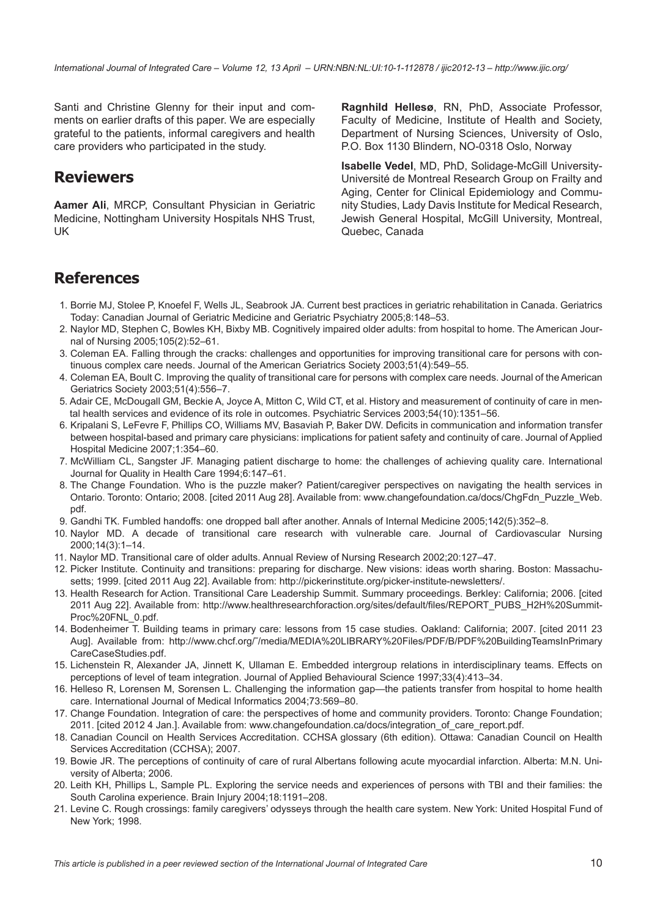Santi and Christine Glenny for their input and comments on earlier drafts of this paper. We are especially grateful to the patients, informal caregivers and health care providers who participated in the study.

## Reviewers

**Aamer Ali**, MRCP, Consultant Physician in Geriatric Medicine, Nottingham University Hospitals NHS Trust, UK

**Ragnhild Hellesø**, RN, PhD, Associate Professor, Faculty of Medicine, Institute of Health and Society, Department of Nursing Sciences, University of Oslo, P.O. Box 1130 Blindern, NO-0318 Oslo, Norway

**Isabelle Vedel**, MD, PhD, Solidage-McGill University-Université de Montreal Research Group on Frailty and Aging, Center for Clinical Epidemiology and Community Studies, Lady Davis Institute for Medical Research, Jewish General Hospital, McGill University, Montreal, Quebec, Canada

## References

1. Borrie MJ, Stolee P, Knoefel F, Wells JL, Seabrook JA. Current best practices in geriatric rehabilitation in Canada. Geriatrics Today: Canadian Journal of Geriatric Medicine and Geriatric Psychiatry 2005;8:148–53.
2. Naylor MD, Stephen C, Bowles KH, Bixby MB. Cognitively impaired older adults: from hospital to home. The American Journal of Nursing 2005;105(2):52–61.
3. Coleman EA. Falling through the cracks: challenges and opportunities for improving transitional care for persons with continuous complex care needs. Journal of the American Geriatrics Society 2003;51(4):549–55.
4. Coleman EA, Boult C. Improving the quality of transitional care for persons with complex care needs. Journal of the American Geriatrics Society 2003;51(4):556–7.
5. Adair CE, McDougall GM, Beckie A, Joyce A, Mitton C, Wild CT, et al. History and measurement of continuity of care in mental health services and evidence of its role in outcomes. Psychiatric Services 2003;54(10):1351–56.
6. Kripalani S, LeFevre F, Phillips CO, Williams MV, Basaviah P, Baker DW. Deficits in communication and information transfer between hospital-based and primary care physicians: implications for patient safety and continuity of care. Journal of Applied Hospital Medicine 2007;1:354–60.
7. McWilliam CL, Sangster JF. Managing patient discharge to home: the challenges of achieving quality care. International Journal for Quality in Health Care 1994;6:147–61.
8. The Change Foundation. Who is the puzzle maker? Patient/caregiver perspectives on navigating the health services in Ontario. Toronto: Ontario; 2008. [cited 2011 Aug 28]. Available from: www.changefoundation.ca/docs/ChgFdn_Puzzle_Web.pdf.
9. Gandhi TK. Fumbled handoffs: one dropped ball after another. Annals of Internal Medicine 2005;142(5):352–8.
10. Naylor MD. A decade of transitional care research with vulnerable care. Journal of Cardiovascular Nursing 2000;14(3):1–14.
11. Naylor MD. Transitional care of older adults. Annual Review of Nursing Research 2002;20:127–47.
12. Picker Institute. Continuity and transitions: preparing for discharge. New visions: ideas worth sharing. Boston: Massachusetts; 1999. [cited 2011 Aug 22]. Available from: http://pickerinstitute.org/picker-institute-newsletters/.
13. Health Research for Action. Transitional Care Leadership Summit. Summary proceedings. Berkley: California; 2006. [cited 2011 Aug 22]. Available from: http://www.healthresearchforaction.org/sites/default/files/REPORT_PUBS_H2H%20Summit-Proc%20FNL_0.pdf.
14. Bodenheimer T. Building teams in primary care: lessons from 15 case studies. Oakland: California; 2007. [cited 2011 23 Aug]. Available from: http://www.chcf.org/˜/media/MEDIA%20LIBRARY%20Files/PDF/B/PDF%20BuildingTeamsInPrimaryCareCaseStudies.pdf.
15. Lichenstein R, Alexander JA, Jinnett K, Ullaman E. Embedded intergroup relations in interdisciplinary teams. Effects on perceptions of level of team integration. Journal of Applied Behavioural Science 1997;33(4):413–34.
16. Helleso R, Lorensen M, Sorensen L. Challenging the information gap—the patients transfer from hospital to home health care. International Journal of Medical Informatics 2004;73:569–80.
17. Change Foundation. Integration of care: the perspectives of home and community providers. Toronto: Change Foundation; 2011. [cited 2012 4 Jan.]. Available from: www.changefoundation.ca/docs/integration_of_care_report.pdf.
18. Canadian Council on Health Services Accreditation. CCHSA glossary (6th edition). Ottawa: Canadian Council on Health Services Accreditation (CCHSA); 2007.
19. Bowie JR. The perceptions of continuity of care of rural Albertans following acute myocardial infarction. Alberta: M.N. University of Alberta; 2006.
20. Leith KH, Phillips L, Sample PL. Exploring the service needs and experiences of persons with TBI and their families: the South Carolina experience. Brain Injury 2004;18:1191–208.
21. Levine C. Rough crossings: family caregivers' odysseys through the health care system. New York: United Hospital Fund of New York; 1998.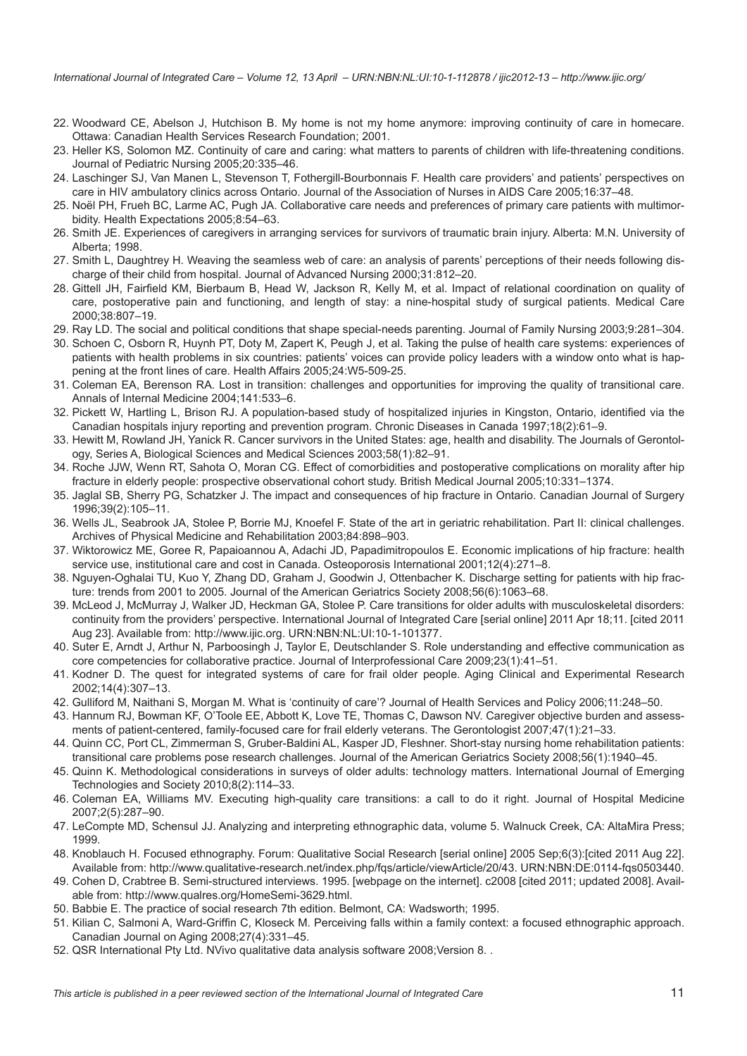22. Woodward CE, Abelson J, Hutchison B. My home is not my home anymore: improving continuity of care in homecare. Ottawa: Canadian Health Services Research Foundation; 2001.
23. Heller KS, Solomon MZ. Continuity of care and caring: what matters to parents of children with life-threatening conditions. Journal of Pediatric Nursing 2005;20:335–46.
24. Laschinger SJ, Van Manen L, Stevenson T, Fothergill-Bourbonnais F. Health care providers' and patients' perspectives on care in HIV ambulatory clinics across Ontario. Journal of the Association of Nurses in AIDS Care 2005;16:37–48.
25. Noël PH, Frueh BC, Larme AC, Pugh JA. Collaborative care needs and preferences of primary care patients with multimorbidity. Health Expectations 2005;8:54–63.
26. Smith JE. Experiences of caregivers in arranging services for survivors of traumatic brain injury. Alberta: M.N. University of Alberta; 1998.
27. Smith L, Daughtrey H. Weaving the seamless web of care: an analysis of parents' perceptions of their needs following discharge of their child from hospital. Journal of Advanced Nursing 2000;31:812–20.
28. Gittell JH, Fairfield KM, Bierbaum B, Head W, Jackson R, Kelly M, et al. Impact of relational coordination on quality of care, postoperative pain and functioning, and length of stay: a nine-hospital study of surgical patients. Medical Care 2000;38:807–19.
29. Ray LD. The social and political conditions that shape special-needs parenting. Journal of Family Nursing 2003;9:281–304.
30. Schoen C, Osborn R, Huynh PT, Doty M, Zapert K, Peugh J, et al. Taking the pulse of health care systems: experiences of patients with health problems in six countries: patients' voices can provide policy leaders with a window onto what is happening at the front lines of care. Health Affairs 2005;24:W5-509-25.
31. Coleman EA, Berenson RA. Lost in transition: challenges and opportunities for improving the quality of transitional care. Annals of Internal Medicine 2004;141:533–6.
32. Pickett W, Hartling L, Brison RJ. A population-based study of hospitalized injuries in Kingston, Ontario, identified via the Canadian hospitals injury reporting and prevention program. Chronic Diseases in Canada 1997;18(2):61–9.
33. Hewitt M, Rowland JH, Yanick R. Cancer survivors in the United States: age, health and disability. The Journals of Gerontology, Series A, Biological Sciences and Medical Sciences 2003;58(1):82–91.
34. Roche JJW, Wenn RT, Sahota O, Moran CG. Effect of comorbidities and postoperative complications on morality after hip fracture in elderly people: prospective observational cohort study. British Medical Journal 2005;10:331–1374.
35. Jaglal SB, Sherry PG, Schatzker J. The impact and consequences of hip fracture in Ontario. Canadian Journal of Surgery 1996;39(2):105–11.
36. Wells JL, Seabrook JA, Stolee P, Borrie MJ, Knoefel F. State of the art in geriatric rehabilitation. Part II: clinical challenges. Archives of Physical Medicine and Rehabilitation 2003;84:898–903.
37. Wiktorowicz ME, Goree R, Papaioannou A, Adachi JD, Papadimitropoulos E. Economic implications of hip fracture: health service use, institutional care and cost in Canada. Osteoporosis International 2001;12(4):271–8.
38. Nguyen-Oghalai TU, Kuo Y, Zhang DD, Graham J, Goodwin J, Ottenbacher K. Discharge setting for patients with hip fracture: trends from 2001 to 2005. Journal of the American Geriatrics Society 2008;56(6):1063–68.
39. McLeod J, McMurray J, Walker JD, Heckman GA, Stolee P. Care transitions for older adults with musculoskeletal disorders: continuity from the providers' perspective. International Journal of Integrated Care [serial online] 2011 Apr 18;11. [cited 2011 Aug 23]. Available from: http://www.ijic.org. URN:NBN:NL:UI:10-1-101377.
40. Suter E, Arndt J, Arthur N, Parboosingh J, Taylor E, Deutschlander S. Role understanding and effective communication as core competencies for collaborative practice. Journal of Interprofessional Care 2009;23(1):41–51.
41. Kodner D. The quest for integrated systems of care for frail older people. Aging Clinical and Experimental Research 2002;14(4):307–13.
42. Gulliford M, Naithani S, Morgan M. What is 'continuity of care'? Journal of Health Services and Policy 2006;11:248–50.
43. Hannum RJ, Bowman KF, O'Toole EE, Abbott K, Love TE, Thomas C, Dawson NV. Caregiver objective burden and assessments of patient-centered, family-focused care for frail elderly veterans. The Gerontologist 2007;47(1):21–33.
44. Quinn CC, Port CL, Zimmerman S, Gruber-Baldini AL, Kasper JD, Fleshner. Short-stay nursing home rehabilitation patients: transitional care problems pose research challenges. Journal of the American Geriatrics Society 2008;56(1):1940–45.
45. Quinn K. Methodological considerations in surveys of older adults: technology matters. International Journal of Emerging Technologies and Society 2010;8(2):114–33.
46. Coleman EA, Williams MV. Executing high-quality care transitions: a call to do it right. Journal of Hospital Medicine 2007;2(5):287–90.
47. LeCompte MD, Schensul JJ. Analyzing and interpreting ethnographic data, volume 5. Walnuck Creek, CA: AltaMira Press; 1999.
48. Knoblauch H. Focused ethnography. Forum: Qualitative Social Research [serial online] 2005 Sep;6(3):[cited 2011 Aug 22]. Available from: http://www.qualitative-research.net/index.php/fqs/article/viewArticle/20/43. URN:NBN:DE:0114-fqs0503440.
49. Cohen D, Crabtree B. Semi-structured interviews. 1995. [webpage on the internet]. c2008 [cited 2011; updated 2008]. Available from: http://www.qualres.org/HomeSemi-3629.html.
50. Babbie E. The practice of social research 7th edition. Belmont, CA: Wadsworth; 1995.
51. Kilian C, Salmoni A, Ward-Griffin C, Kloseck M. Perceiving falls within a family context: a focused ethnographic approach. Canadian Journal on Aging 2008;27(4):331–45.
52. QSR International Pty Ltd. NVivo qualitative data analysis software 2008;Version 8. .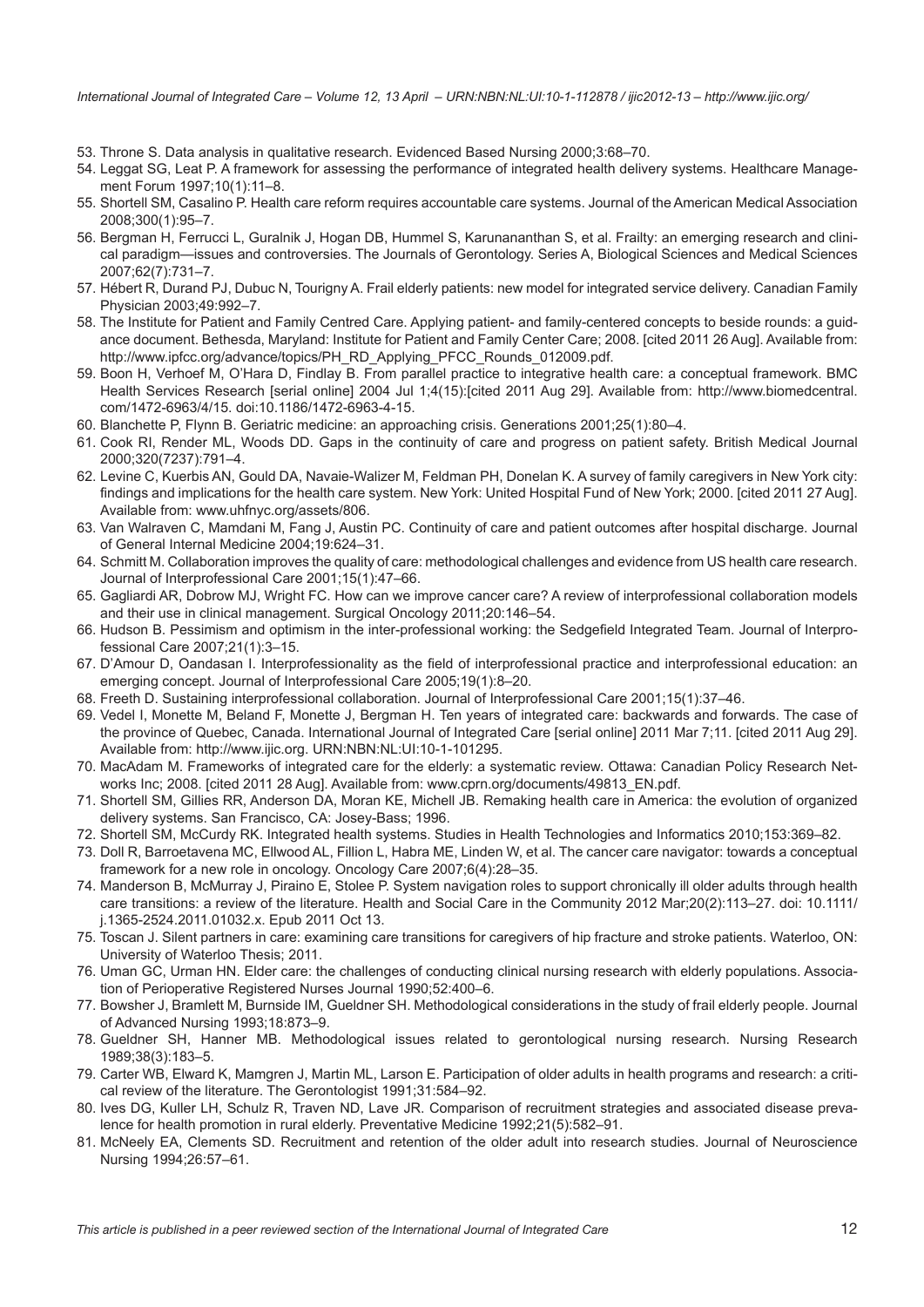53. Throne S. Data analysis in qualitative research. Evidenced Based Nursing 2000;3:68–70.
54. Leggat SG, Leat P. A framework for assessing the performance of integrated health delivery systems. Healthcare Management Forum 1997;10(1):11–8.
55. Shortell SM, Casalino P. Health care reform requires accountable care systems. Journal of the American Medical Association 2008;300(1):95–7.
56. Bergman H, Ferrucci L, Guralnik J, Hogan DB, Hummel S, Karunananthan S, et al. Frailty: an emerging research and clinical paradigm—issues and controversies. The Journals of Gerontology. Series A, Biological Sciences and Medical Sciences 2007;62(7):731–7.
57. Hébert R, Durand PJ, Dubuc N, Tourigny A. Frail elderly patients: new model for integrated service delivery. Canadian Family Physician 2003;49:992–7.
58. The Institute for Patient and Family Centred Care. Applying patient- and family-centered concepts to beside rounds: a guidance document. Bethesda, Maryland: Institute for Patient and Family Center Care; 2008. [cited 2011 26 Aug]. Available from: http://www.ipfcc.org/advance/topics/PH_RD_Applying_PFCC_Rounds_012009.pdf.
59. Boon H, Verhoef M, O'Hara D, Findlay B. From parallel practice to integrative health care: a conceptual framework. BMC Health Services Research [serial online] 2004 Jul 1;4(15):[cited 2011 Aug 29]. Available from: http://www.biomedcentral.com/1472-6963/4/15. doi:10.1186/1472-6963-4-15.
60. Blanchette P, Flynn B. Geriatric medicine: an approaching crisis. Generations 2001;25(1):80–4.
61. Cook RI, Render ML, Woods DD. Gaps in the continuity of care and progress on patient safety. British Medical Journal 2000;320(7237):791–4.
62. Levine C, Kuerbis AN, Gould DA, Navaie-Walizer M, Feldman PH, Donelan K. A survey of family caregivers in New York city: findings and implications for the health care system. New York: United Hospital Fund of New York; 2000. [cited 2011 27 Aug]. Available from: www.uhfnyc.org/assets/806.
63. Van Walraven C, Mamdani M, Fang J, Austin PC. Continuity of care and patient outcomes after hospital discharge. Journal of General Internal Medicine 2004;19:624–31.
64. Schmitt M. Collaboration improves the quality of care: methodological challenges and evidence from US health care research. Journal of Interprofessional Care 2001;15(1):47–66.
65. Gagliardi AR, Dobrow MJ, Wright FC. How can we improve cancer care? A review of interprofessional collaboration models and their use in clinical management. Surgical Oncology 2011;20:146–54.
66. Hudson B. Pessimism and optimism in the inter-professional working: the Sedgefield Integrated Team. Journal of Interprofessional Care 2007;21(1):3–15.
67. D'Amour D, Oandasan I. Interprofessionality as the field of interprofessional practice and interprofessional education: an emerging concept. Journal of Interprofessional Care 2005;19(1):8–20.
68. Freeth D. Sustaining interprofessional collaboration. Journal of Interprofessional Care 2001;15(1):37–46.
69. Vedel I, Monette M, Beland F, Monette J, Bergman H. Ten years of integrated care: backwards and forwards. The case of the province of Quebec, Canada. International Journal of Integrated Care [serial online] 2011 Mar 7;11. [cited 2011 Aug 29]. Available from: http://www.ijic.org. URN:NBN:NL:UI:10-1-101295.
70. MacAdam M. Frameworks of integrated care for the elderly: a systematic review. Ottawa: Canadian Policy Research Networks Inc; 2008. [cited 2011 28 Aug]. Available from: www.cprn.org/documents/49813_EN.pdf.
71. Shortell SM, Gillies RR, Anderson DA, Moran KE, Michell JB. Remaking health care in America: the evolution of organized delivery systems. San Francisco, CA: Josey-Bass; 1996.
72. Shortell SM, McCurdy RK. Integrated health systems. Studies in Health Technologies and Informatics 2010;153:369–82.
73. Doll R, Barroetavena MC, Ellwood AL, Fillion L, Habra ME, Linden W, et al. The cancer care navigator: towards a conceptual framework for a new role in oncology. Oncology Care 2007;6(4):28–35.
74. Manderson B, McMurray J, Piraino E, Stolee P. System navigation roles to support chronically ill older adults through health care transitions: a review of the literature. Health and Social Care in the Community 2012 Mar;20(2):113–27. doi: 10.1111/j.1365-2524.2011.01032.x. Epub 2011 Oct 13.
75. Toscan J. Silent partners in care: examining care transitions for caregivers of hip fracture and stroke patients. Waterloo, ON: University of Waterloo Thesis; 2011.
76. Uman GC, Urman HN. Elder care: the challenges of conducting clinical nursing research with elderly populations. Association of Perioperative Registered Nurses Journal 1990;52:400–6.
77. Bowsher J, Bramlett M, Burnside IM, Gueldner SH. Methodological considerations in the study of frail elderly people. Journal of Advanced Nursing 1993;18:873–9.
78. Gueldner SH, Hanner MB. Methodological issues related to gerontological nursing research. Nursing Research 1989;38(3):183–5.
79. Carter WB, Elward K, Mamgren J, Martin ML, Larson E. Participation of older adults in health programs and research: a critical review of the literature. The Gerontologist 1991;31:584–92.
80. Ives DG, Kuller LH, Schulz R, Traven ND, Lave JR. Comparison of recruitment strategies and associated disease prevalence for health promotion in rural elderly. Preventative Medicine 1992;21(5):582–91.
81. McNeely EA, Clements SD. Recruitment and retention of the older adult into research studies. Journal of Neuroscience Nursing 1994;26:57–61.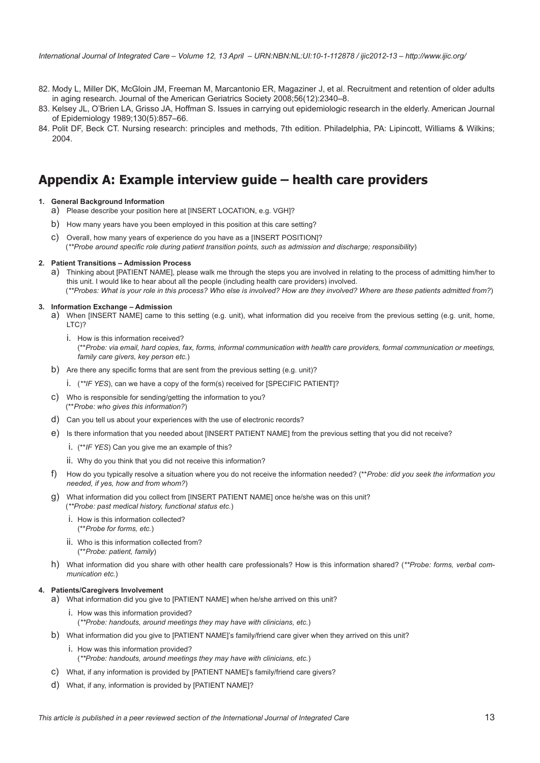82. Mody L, Miller DK, McGloin JM, Freeman M, Marcantonio ER, Magaziner J, et al. Recruitment and retention of older adults in aging research. Journal of the American Geriatrics Society 2008;56(12):2340–8.
83. Kelsey JL, O'Brien LA, Grisso JA, Hoffman S. Issues in carrying out epidemiologic research in the elderly. American Journal of Epidemiology 1989;130(5):857–66.
84. Polit DF, Beck CT. Nursing research: principles and methods, 7th edition. Philadelphia, PA: Lipincott, Williams & Wilkins; 2004.

# Appendix A: Example interview guide – health care providers

**1. General Background Information**

a) Please describe your position here at [INSERT LOCATION, e.g. VGH]?

b) How many years have you been employed in this position at this care setting?

c) Overall, how many years of experience do you have as a [INSERT POSITION]?
(*\*\*Probe around specific role during patient transition points, such as admission and discharge; responsibility*)

**2. Patient Transitions – Admission Process**

a) Thinking about [PATIENT NAME], please walk me through the steps you are involved in relating to the process of admitting him/her to this unit. I would like to hear about all the people (including health care providers) involved.
(*\*\*Probes: What is your role in this process? Who else is involved? How are they involved? Where are these patients admitted from?*)

**3. Information Exchange – Admission**

a) When [INSERT NAME] came to this setting (e.g. unit), what information did you receive from the previous setting (e.g. unit, home, LTC)?

   i. How is this information received?
   (*\*\*Probe: via email, hard copies, fax, forms, informal communication with health care providers, formal communication or meetings, family care givers, key person etc.*)

b) Are there any specific forms that are sent from the previous setting (e.g. unit)?

   i. (*\*\*IF YES*), can we have a copy of the form(s) received for [SPECIFIC PATIENT]?

c) Who is responsible for sending/getting the information to you?
(*\*\*Probe: who gives this information?*)

d) Can you tell us about your experiences with the use of electronic records?

e) Is there information that you needed about [INSERT PATIENT NAME] from the previous setting that you did not receive?

   i. (*\*\*IF YES*) Can you give me an example of this?

   ii. Why do you think that you did not receive this information?

f) How do you typically resolve a situation where you do not receive the information needed? (*\*\*Probe: did you seek the information you needed, if yes, how and from whom?*)

g) What information did you collect from [INSERT PATIENT NAME] once he/she was on this unit?
(*\*\*Probe: past medical history, functional status etc.*)

   i. How is this information collected?
   (*\*\*Probe for forms, etc.*)

   ii. Who is this information collected from?
   (*\*\*Probe: patient, family*)

h) What information did you share with other health care professionals? How is this information shared? (*\*\*Probe: forms, verbal communication etc.*)

**4. Patients/Caregivers Involvement**

a) What information did you give to [PATIENT NAME] when he/she arrived on this unit?

   i. How was this information provided?
   (*\*\*Probe: handouts, around meetings they may have with clinicians, etc.*)

b) What information did you give to [PATIENT NAME]'s family/friend care giver when they arrived on this unit?

   i. How was this information provided?
   (*\*\*Probe: handouts, around meetings they may have with clinicians, etc.*)

c) What, if any information is provided by [PATIENT NAME]'s family/friend care givers?

d) What, if any, information is provided by [PATIENT NAME]?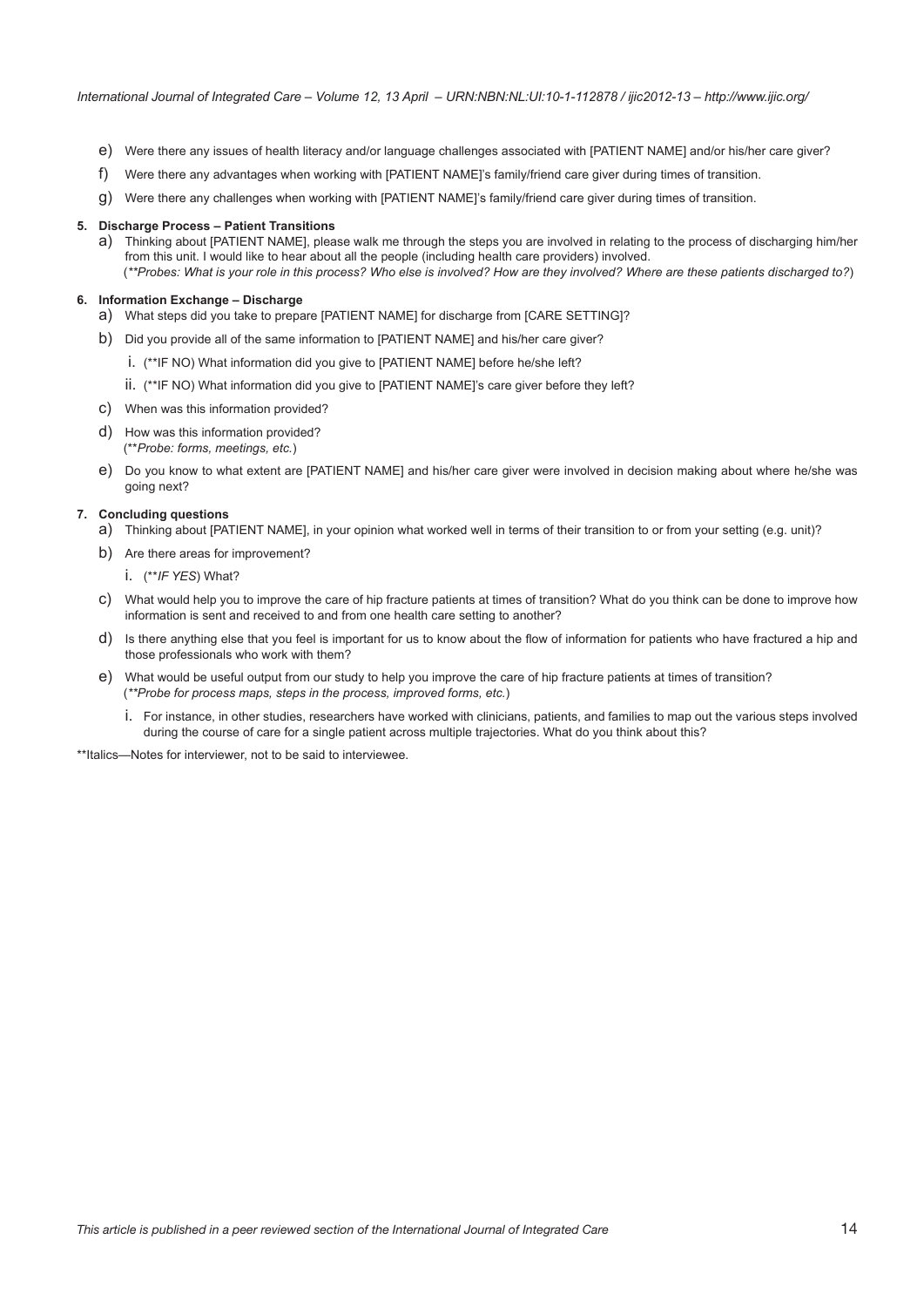e) Were there any issues of health literacy and/or language challenges associated with [PATIENT NAME] and/or his/her care giver?

f) Were there any advantages when working with [PATIENT NAME]'s family/friend care giver during times of transition.

g) Were there any challenges when working with [PATIENT NAME]'s family/friend care giver during times of transition.

**5. Discharge Process – Patient Transitions**

a) Thinking about [PATIENT NAME], please walk me through the steps you are involved in relating to the process of discharging him/her from this unit. I would like to hear about all the people (including health care providers) involved.
(*\*\*Probes: What is your role in this process? Who else is involved? How are they involved? Where are these patients discharged to?*)

**6. Information Exchange – Discharge**

a) What steps did you take to prepare [PATIENT NAME] for discharge from [CARE SETTING]?

b) Did you provide all of the same information to [PATIENT NAME] and his/her care giver?

   i. (\*\*IF NO) What information did you give to [PATIENT NAME] before he/she left?

   ii. (\*\*IF NO) What information did you give to [PATIENT NAME]'s care giver before they left?

c) When was this information provided?

d) How was this information provided?
(\*\**Probe: forms, meetings, etc.*)

e) Do you know to what extent are [PATIENT NAME] and his/her care giver were involved in decision making about where he/she was going next?

**7. Concluding questions**

a) Thinking about [PATIENT NAME], in your opinion what worked well in terms of their transition to or from your setting (e.g. unit)?

b) Are there areas for improvement?

   i. (\*\**IF YES*) What?

c) What would help you to improve the care of hip fracture patients at times of transition? What do you think can be done to improve how information is sent and received to and from one health care setting to another?

d) Is there anything else that you feel is important for us to know about the flow of information for patients who have fractured a hip and those professionals who work with them?

e) What would be useful output from our study to help you improve the care of hip fracture patients at times of transition?
(*\*\*Probe for process maps, steps in the process, improved forms, etc.*)

   i. For instance, in other studies, researchers have worked with clinicians, patients, and families to map out the various steps involved during the course of care for a single patient across multiple trajectories. What do you think about this?

\*\*Italics—Notes for interviewer, not to be said to interviewee.

*This article is published in a peer reviewed section of the International Journal of Integrated Care*